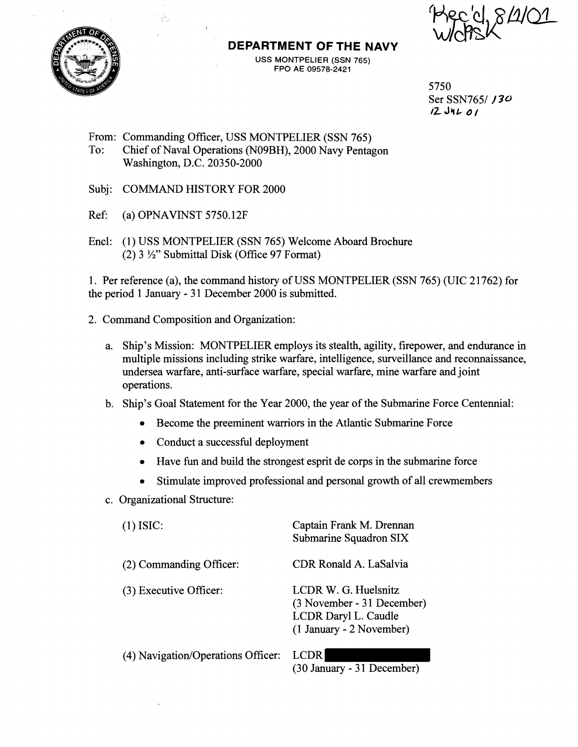Rec'd, 8/1/01 w/disk

# DEPARTMENT OF THE NAVY

USS MONTPELIER (SSN 765)
FPO AE 09578-2421

5750
Ser SSN765/ 130
12 JUL 01

From: Commanding Officer, USS MONTPELIER (SSN 765)
To: Chief of Naval Operations (N09BH), 2000 Navy Pentagon
Washington, D.C. 20350-2000

Subj: COMMAND HISTORY FOR 2000

Ref: (a) OPNAVINST 5750.12F

Encl: (1) USS MONTPELIER (SSN 765) Welcome Aboard Brochure
(2) 3 ½" Submittal Disk (Office 97 Format)

1. Per reference (a), the command history of USS MONTPELIER (SSN 765) (UIC 21762) for the period 1 January - 31 December 2000 is submitted.

2. Command Composition and Organization:

   a. Ship's Mission: MONTPELIER employs its stealth, agility, firepower, and endurance in multiple missions including strike warfare, intelligence, surveillance and reconnaissance, undersea warfare, anti-surface warfare, special warfare, mine warfare and joint operations.

   b. Ship's Goal Statement for the Year 2000, the year of the Submarine Force Centennial:

      - Become the preeminent warriors in the Atlantic Submarine Force
      - Conduct a successful deployment
      - Have fun and build the strongest esprit de corps in the submarine force
      - Stimulate improved professional and personal growth of all crewmembers

   c. Organizational Structure:

| | |
|---|---|
| (1) ISIC: | Captain Frank M. Drennan<br>Submarine Squadron SIX |
| (2) Commanding Officer: | CDR Ronald A. LaSalvia |
| (3) Executive Officer: | LCDR W. G. Huelsnitz<br>(3 November - 31 December)<br>LCDR Daryl L. Caudle<br>(1 January - 2 November) |
| (4) Navigation/Operations Officer: | LCDR [REDACTED]<br>(30 January - 31 December) |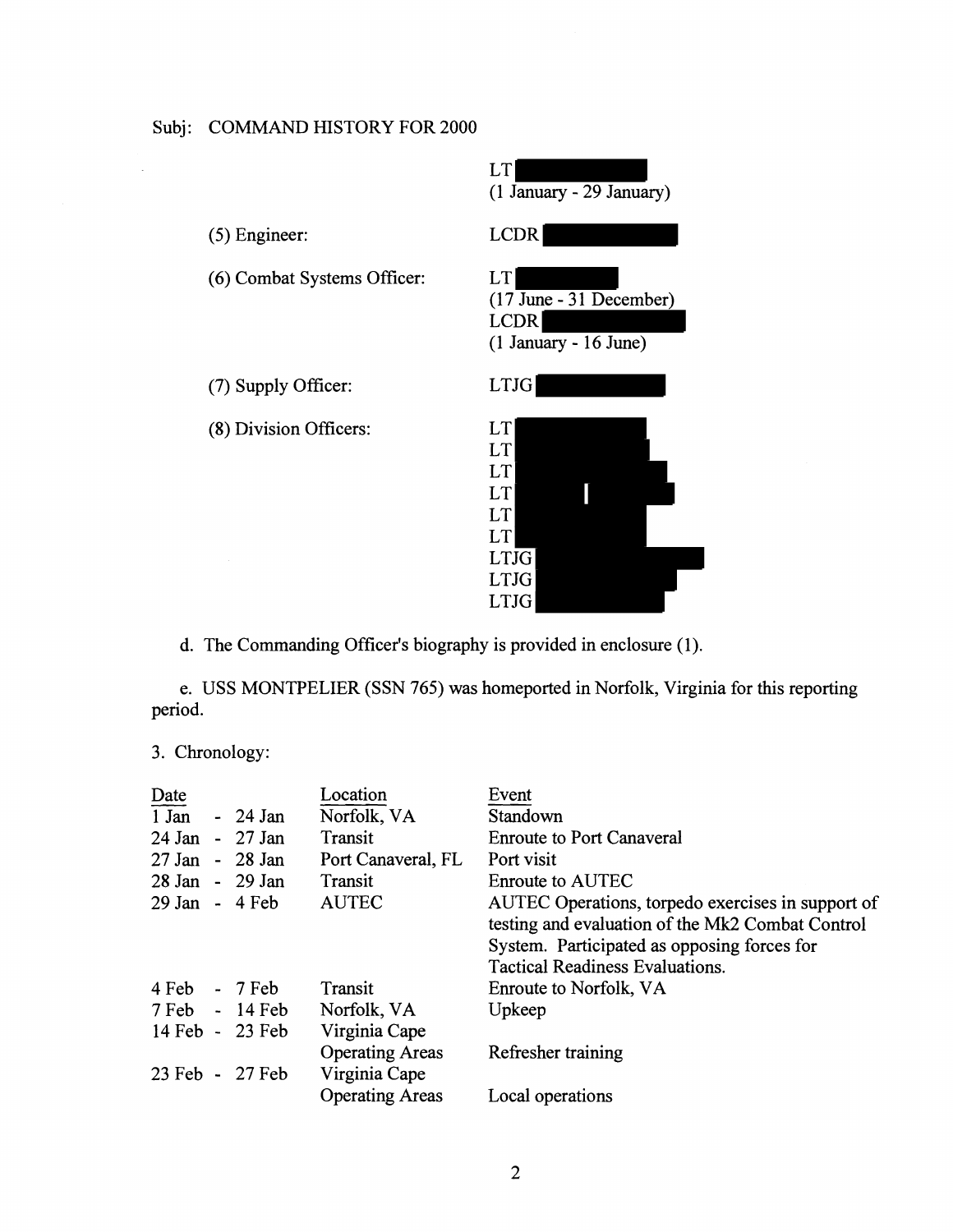Subj: COMMAND HISTORY FOR 2000

| | |
|---|---|
| | LT [REDACTED] (1 January - 29 January) |
| (5) Engineer: | LCDR [REDACTED] |
| (6) Combat Systems Officer: | LT [REDACTED] (17 June - 31 December) |
| | LCDR [REDACTED] (1 January - 16 June) |
| (7) Supply Officer: | LTJG [REDACTED] |
| (8) Division Officers: | LT [REDACTED] |
| | LT [REDACTED] |
| | LT [REDACTED] |
| | LT [REDACTED] |
| | LT [REDACTED] |
| | LT [REDACTED] |
| | LTJG [REDACTED] |
| | LTJG [REDACTED] |
| | LTJG [REDACTED] |

d. The Commanding Officer's biography is provided in enclosure (1).

e. USS MONTPELIER (SSN 765) was homeported in Norfolk, Virginia for this reporting period.

3. Chronology:

| Date | Location | Event |
|---|---|---|
| 1 Jan - 24 Jan | Norfolk, VA | Standown |
| 24 Jan - 27 Jan | Transit | Enroute to Port Canaveral |
| 27 Jan - 28 Jan | Port Canaveral, FL | Port visit |
| 28 Jan - 29 Jan | Transit | Enroute to AUTEC |
| 29 Jan - 4 Feb | AUTEC | AUTEC Operations, torpedo exercises in support of testing and evaluation of the Mk2 Combat Control System. Participated as opposing forces for Tactical Readiness Evaluations. |
| 4 Feb - 7 Feb | Transit | Enroute to Norfolk, VA |
| 7 Feb - 14 Feb | Norfolk, VA | Upkeep |
| 14 Feb - 23 Feb | Virginia Cape Operating Areas | Refresher training |
| 23 Feb - 27 Feb | Virginia Cape Operating Areas | Local operations |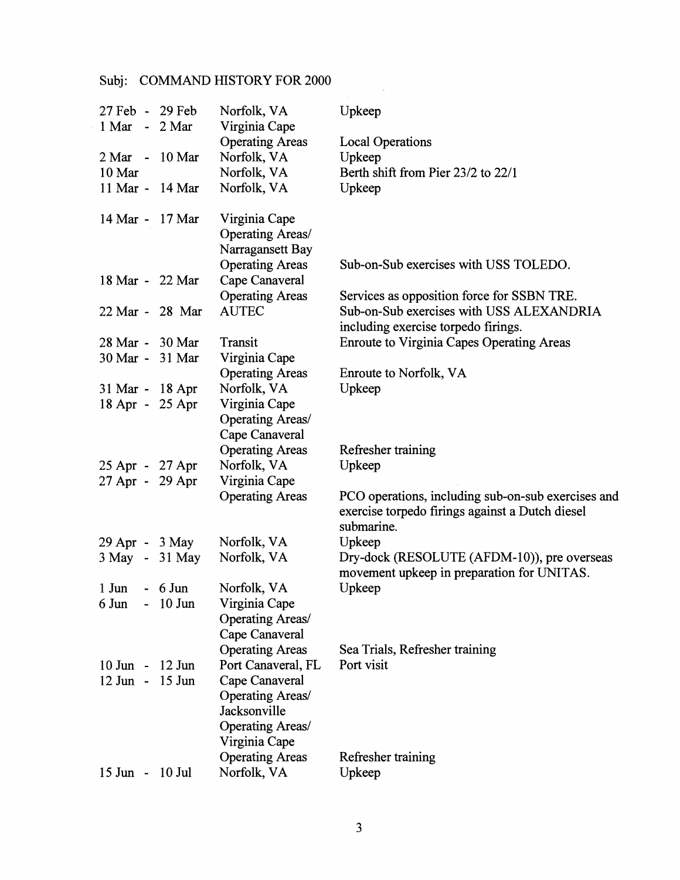Subj: COMMAND HISTORY FOR 2000

| Dates | Location | Activity |
|---|---|---|
| 27 Feb - 29 Feb | Norfolk, VA | Upkeep |
| 1 Mar - 2 Mar | Virginia Cape Operating Areas | Local Operations |
| 2 Mar - 10 Mar | Norfolk, VA | Upkeep |
| 10 Mar | Norfolk, VA | Berth shift from Pier 23/2 to 22/1 |
| 11 Mar - 14 Mar | Norfolk, VA | Upkeep |
| 14 Mar - 17 Mar | Virginia Cape Operating Areas/ Narragansett Bay Operating Areas | Sub-on-Sub exercises with USS TOLEDO. |
| 18 Mar - 22 Mar | Cape Canaveral Operating Areas | Services as opposition force for SSBN TRE. |
| 22 Mar - 28 Mar | AUTEC | Sub-on-Sub exercises with USS ALEXANDRIA including exercise torpedo firings. |
| 28 Mar - 30 Mar | Transit | Enroute to Virginia Capes Operating Areas |
| 30 Mar - 31 Mar | Virginia Cape Operating Areas | Enroute to Norfolk, VA |
| 31 Mar - 18 Apr | Norfolk, VA | Upkeep |
| 18 Apr - 25 Apr | Virginia Cape Operating Areas/ Cape Canaveral Operating Areas | Refresher training |
| 25 Apr - 27 Apr | Norfolk, VA | Upkeep |
| 27 Apr - 29 Apr | Virginia Cape Operating Areas | PCO operations, including sub-on-sub exercises and exercise torpedo firings against a Dutch diesel submarine. |
| 29 Apr - 3 May | Norfolk, VA | Upkeep |
| 3 May - 31 May | Norfolk, VA | Dry-dock (RESOLUTE (AFDM-10)), pre overseas movement upkeep in preparation for UNITAS. |
| 1 Jun - 6 Jun | Norfolk, VA | Upkeep |
| 6 Jun - 10 Jun | Virginia Cape Operating Areas/ Cape Canaveral Operating Areas | Sea Trials, Refresher training |
| 10 Jun - 12 Jun | Port Canaveral, FL | Port visit |
| 12 Jun - 15 Jun | Cape Canaveral Operating Areas/ Jacksonville Operating Areas/ Virginia Cape Operating Areas | Refresher training |
| 15 Jun - 10 Jul | Norfolk, VA | Upkeep |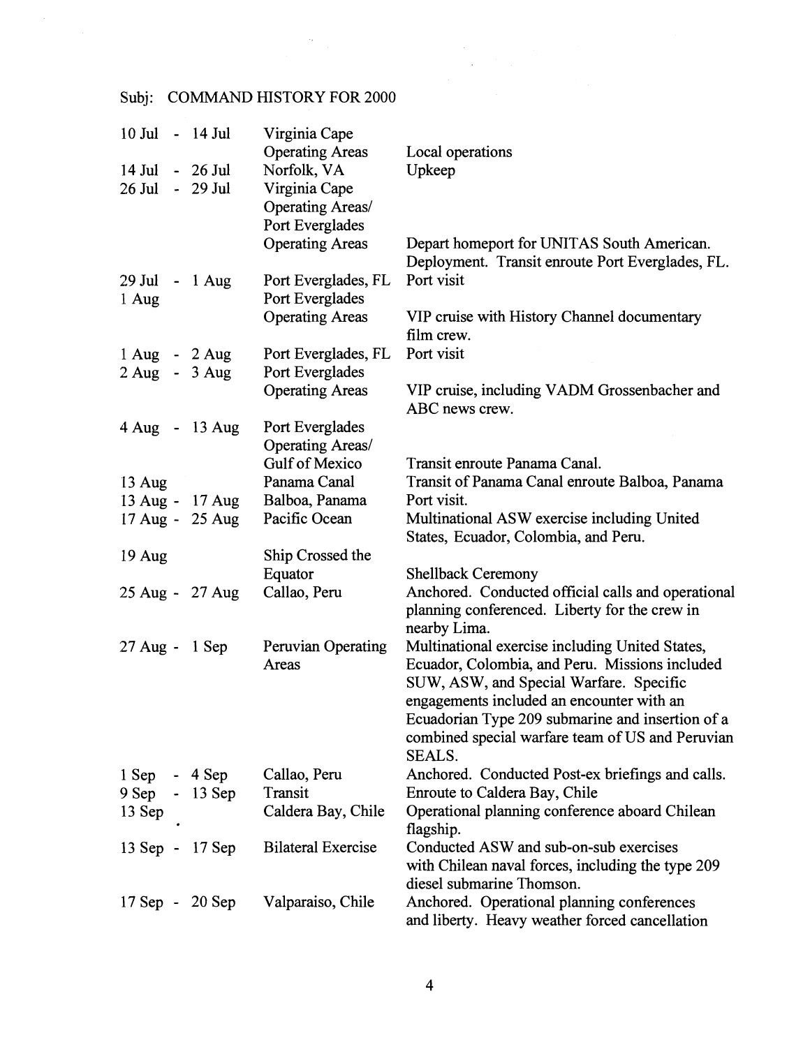Subj: COMMAND HISTORY FOR 2000

| | | |
|---|---|---|
| 10 Jul - 14 Jul | Virginia Cape Operating Areas | Local operations |
| 14 Jul - 26 Jul | Norfolk, VA | Upkeep |
| 26 Jul - 29 Jul | Virginia Cape Operating Areas/ Port Everglades Operating Areas | Depart homeport for UNITAS South American. Deployment. Transit enroute Port Everglades, FL. |
| 29 Jul - 1 Aug | Port Everglades, FL | Port visit |
| 1 Aug | Port Everglades Operating Areas | VIP cruise with History Channel documentary film crew. |
| 1 Aug - 2 Aug | Port Everglades, FL | Port visit |
| 2 Aug - 3 Aug | Port Everglades Operating Areas | VIP cruise, including VADM Grossenbacher and ABC news crew. |
| 4 Aug - 13 Aug | Port Everglades Operating Areas/ Gulf of Mexico | Transit enroute Panama Canal. |
| 13 Aug | Panama Canal | Transit of Panama Canal enroute Balboa, Panama |
| 13 Aug - 17 Aug | Balboa, Panama | Port visit. |
| 17 Aug - 25 Aug | Pacific Ocean | Multinational ASW exercise including United States, Ecuador, Colombia, and Peru. |
| 19 Aug | Ship Crossed the Equator | Shellback Ceremony |
| 25 Aug - 27 Aug | Callao, Peru | Anchored. Conducted official calls and operational planning conferenced. Liberty for the crew in nearby Lima. |
| 27 Aug - 1 Sep | Peruvian Operating Areas | Multinational exercise including United States, Ecuador, Colombia, and Peru. Missions included SUW, ASW, and Special Warfare. Specific engagements included an encounter with an Ecuadorian Type 209 submarine and insertion of a combined special warfare team of US and Peruvian SEALS. |
| 1 Sep - 4 Sep | Callao, Peru | Anchored. Conducted Post-ex briefings and calls. |
| 9 Sep - 13 Sep | Transit | Enroute to Caldera Bay, Chile |
| 13 Sep | Caldera Bay, Chile | Operational planning conference aboard Chilean flagship. |
| 13 Sep - 17 Sep | Bilateral Exercise | Conducted ASW and sub-on-sub exercises with Chilean naval forces, including the type 209 diesel submarine Thomson. |
| 17 Sep - 20 Sep | Valparaiso, Chile | Anchored. Operational planning conferences and liberty. Heavy weather forced cancellation |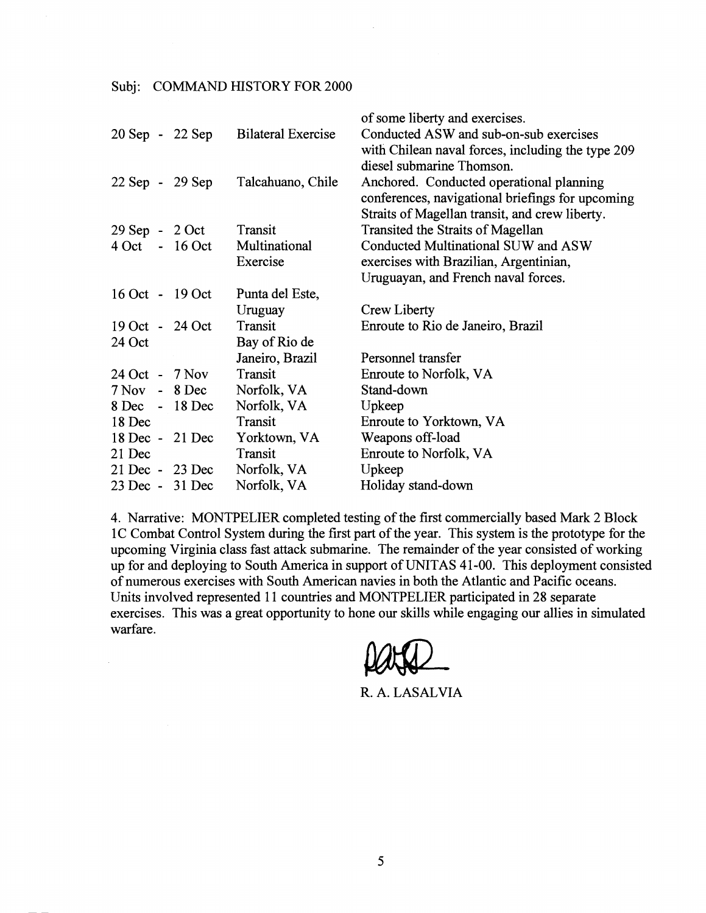Subj: COMMAND HISTORY FOR 2000

| | | |
|---|---|---|
| | | of some liberty and exercises. |
| 20 Sep - 22 Sep | Bilateral Exercise | Conducted ASW and sub-on-sub exercises with Chilean naval forces, including the type 209 diesel submarine Thomson. |
| 22 Sep - 29 Sep | Talcahuano, Chile | Anchored. Conducted operational planning conferences, navigational briefings for upcoming Straits of Magellan transit, and crew liberty. |
| 29 Sep - 2 Oct | Transit | Transited the Straits of Magellan |
| 4 Oct - 16 Oct | Multinational Exercise | Conducted Multinational SUW and ASW exercises with Brazilian, Argentinian, Uruguayan, and French naval forces. |
| 16 Oct - 19 Oct | Punta del Este, Uruguay | Crew Liberty |
| 19 Oct - 24 Oct | Transit | Enroute to Rio de Janeiro, Brazil |
| 24 Oct | Bay of Rio de Janeiro, Brazil | Personnel transfer |
| 24 Oct - 7 Nov | Transit | Enroute to Norfolk, VA |
| 7 Nov - 8 Dec | Norfolk, VA | Stand-down |
| 8 Dec - 18 Dec | Norfolk, VA | Upkeep |
| 18 Dec | Transit | Enroute to Yorktown, VA |
| 18 Dec - 21 Dec | Yorktown, VA | Weapons off-load |
| 21 Dec | Transit | Enroute to Norfolk, VA |
| 21 Dec - 23 Dec | Norfolk, VA | Upkeep |
| 23 Dec - 31 Dec | Norfolk, VA | Holiday stand-down |

4. Narrative: MONTPELIER completed testing of the first commercially based Mark 2 Block 1C Combat Control System during the first part of the year. This system is the prototype for the upcoming Virginia class fast attack submarine. The remainder of the year consisted of working up for and deploying to South America in support of UNITAS 41-00. This deployment consisted of numerous exercises with South American navies in both the Atlantic and Pacific oceans. Units involved represented 11 countries and MONTPELIER participated in 28 separate exercises. This was a great opportunity to hone our skills while engaging our allies in simulated warfare.

R. A. LASALVIA